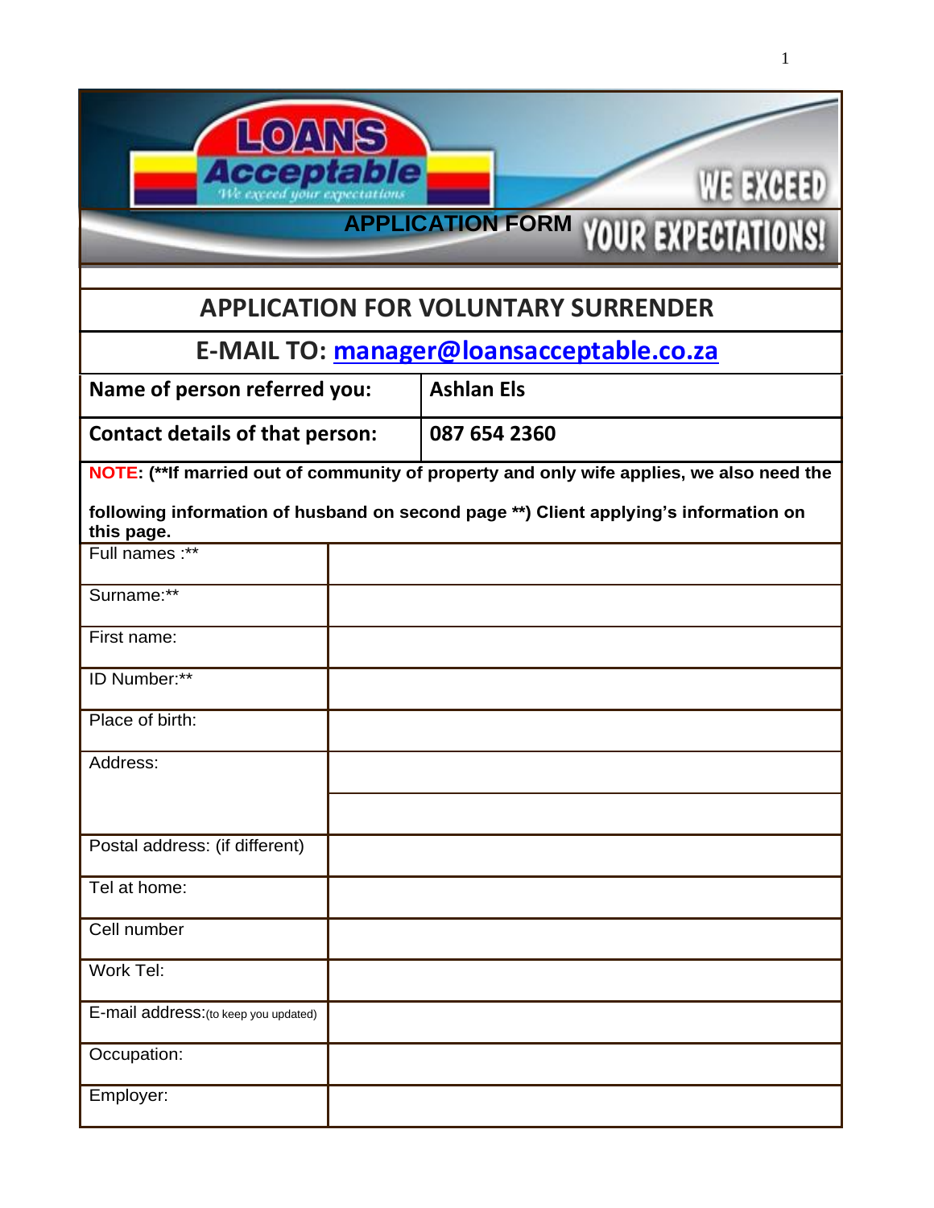LOANS Acceptable

*We exceed your expectations*

WE EXCEED YOUR EXPECTATIONS!

## APPLICATION FORM

## APPLICATION FOR VOLUNTARY SURRENDER

## E-MAIL TO: manager@loansacceptable.co.za

| | |
|---|---|
| **Name of person referred you:** | **Ashlan Els** |
| **Contact details of that person:** | **087 654 2360** |

**NOTE: (\*\*If married out of community of property and only wife applies, we also need the following information of husband on second page \*\*) Client applying's information on this page.**

| | |
|---|---|
| Full names :** | |
| Surname:** | |
| First name: | |
| ID Number:** | |
| Place of birth: | |
| Address: | |
| | |
| Postal address: (if different) | |
| Tel at home: | |
| Cell number | |
| Work Tel: | |
| E-mail address:(to keep you updated) | |
| Occupation: | |
| Employer: | |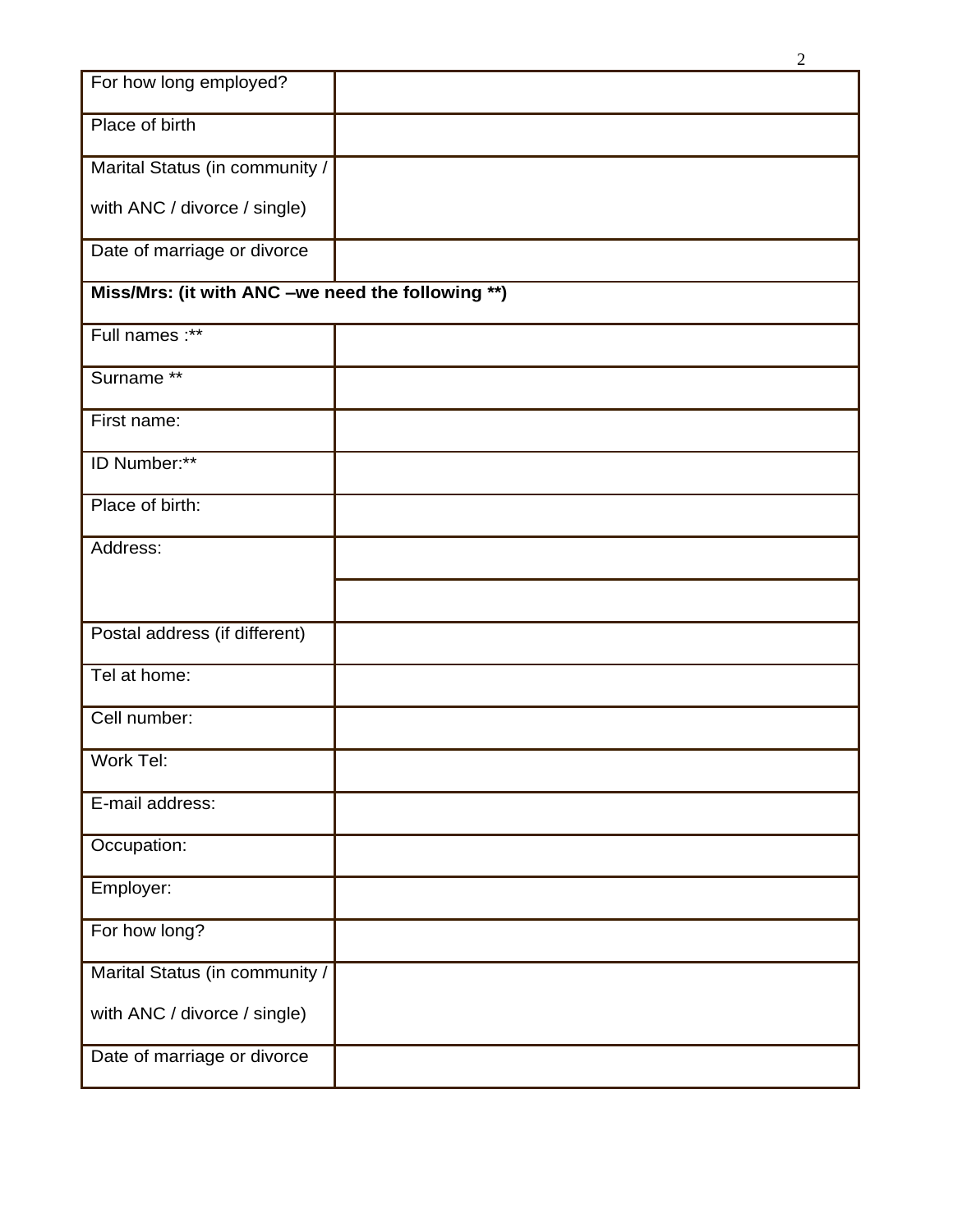| For how long employed? | |
|---|---|
| Place of birth | |
| Marital Status (in community / with ANC / divorce / single) | |
| Date of marriage or divorce | |
| **Miss/Mrs: (it with ANC –we need the following **)** | |
| Full names :** | |
| Surname ** | |
| First name: | |
| ID Number:** | |
| Place of birth: | |
| Address: | |
| | |
| Postal address (if different) | |
| Tel at home: | |
| Cell number: | |
| Work Tel: | |
| E-mail address: | |
| Occupation: | |
| Employer: | |
| For how long? | |
| Marital Status (in community / with ANC / divorce / single) | |
| Date of marriage or divorce | |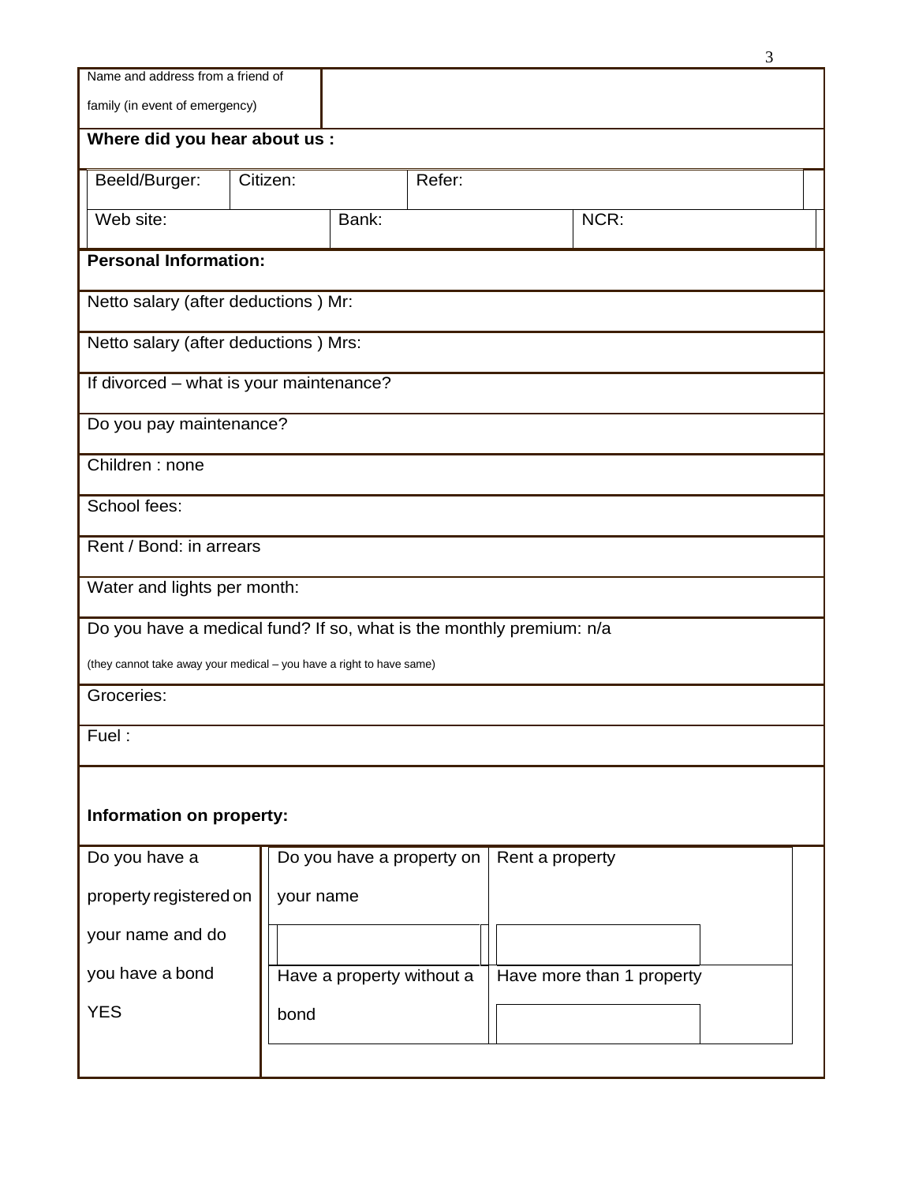| Name and address from a friend of family (in event of emergency) | |
|---|---|

**Where did you hear about us :**

| Beeld/Burger: | Citizen: | Refer: |
|---|---|---|
| Web site: | Bank: | NCR: |

**Personal Information:**

| |
|---|
| Netto salary (after deductions ) Mr: |
| Netto salary (after deductions ) Mrs: |
| If divorced – what is your maintenance? |
| Do you pay maintenance? |
| Children : none |
| School fees: |
| Rent / Bond: in arrears |
| Water and lights per month: |
| Do you have a medical fund? If so, what is the monthly premium: n/a<br>(they cannot take away your medical – you have a right to have same) |
| Groceries: |
| Fuel : |

**Information on property:**

| Do you have a property registered on your name and do you have a bond | Do you have a property on your name | Rent a property |
|---|---|---|
| YES | | |
| | Have a property without a bond | Have more than 1 property |
| | | |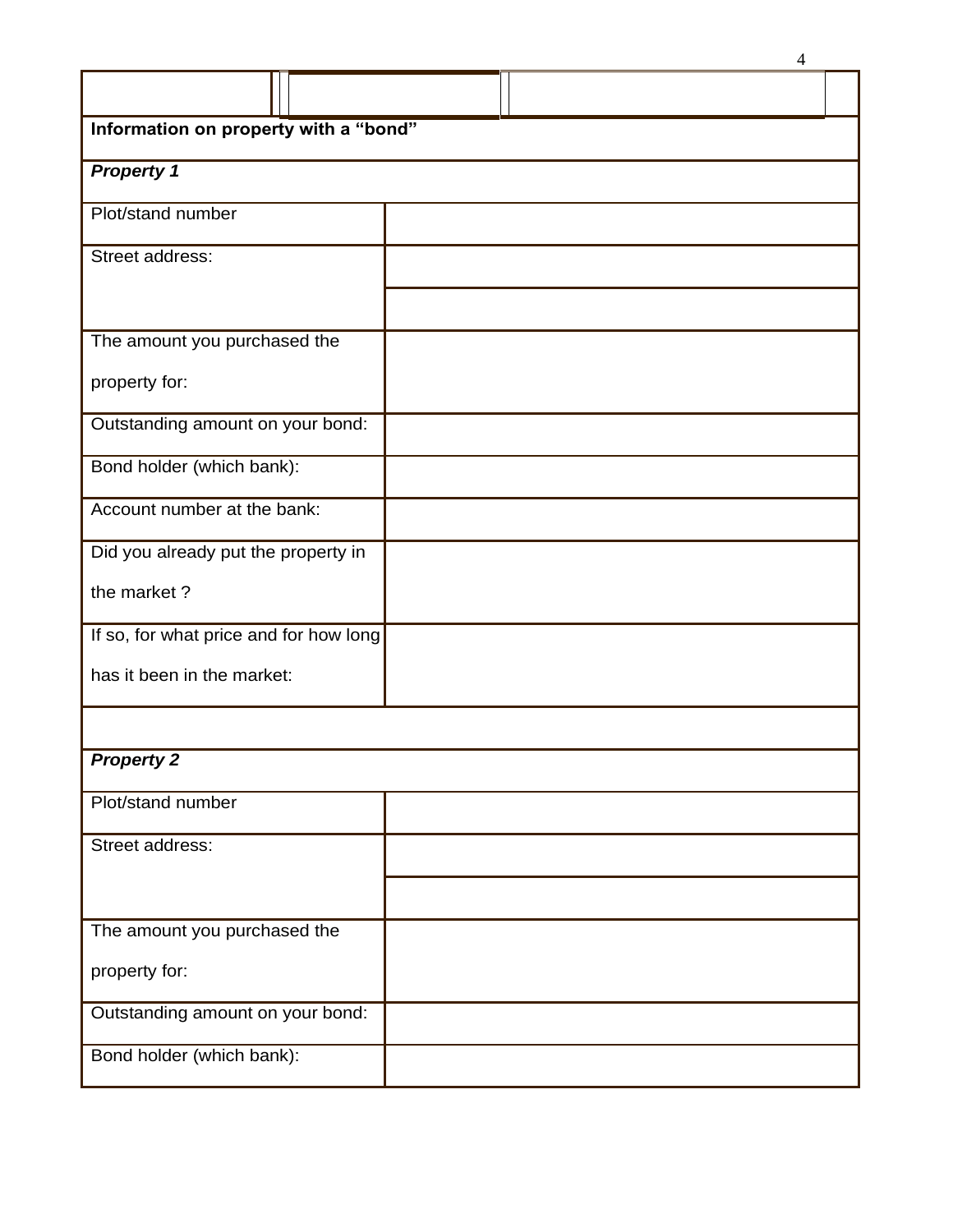| | | |
|---|---|---|
| **Information on property with a "bond"** | | |
| ***Property 1*** | | |
| Plot/stand number | | |
| Street address: | | |
| | | |
| The amount you purchased the property for: | | |
| Outstanding amount on your bond: | | |
| Bond holder (which bank): | | |
| Account number at the bank: | | |
| Did you already put the property in the market ? | | |
| If so, for what price and for how long has it been in the market: | | |
| | | |
| ***Property 2*** | | |
| Plot/stand number | | |
| Street address: | | |
| | | |
| The amount you purchased the property for: | | |
| Outstanding amount on your bond: | | |
| Bond holder (which bank): | | |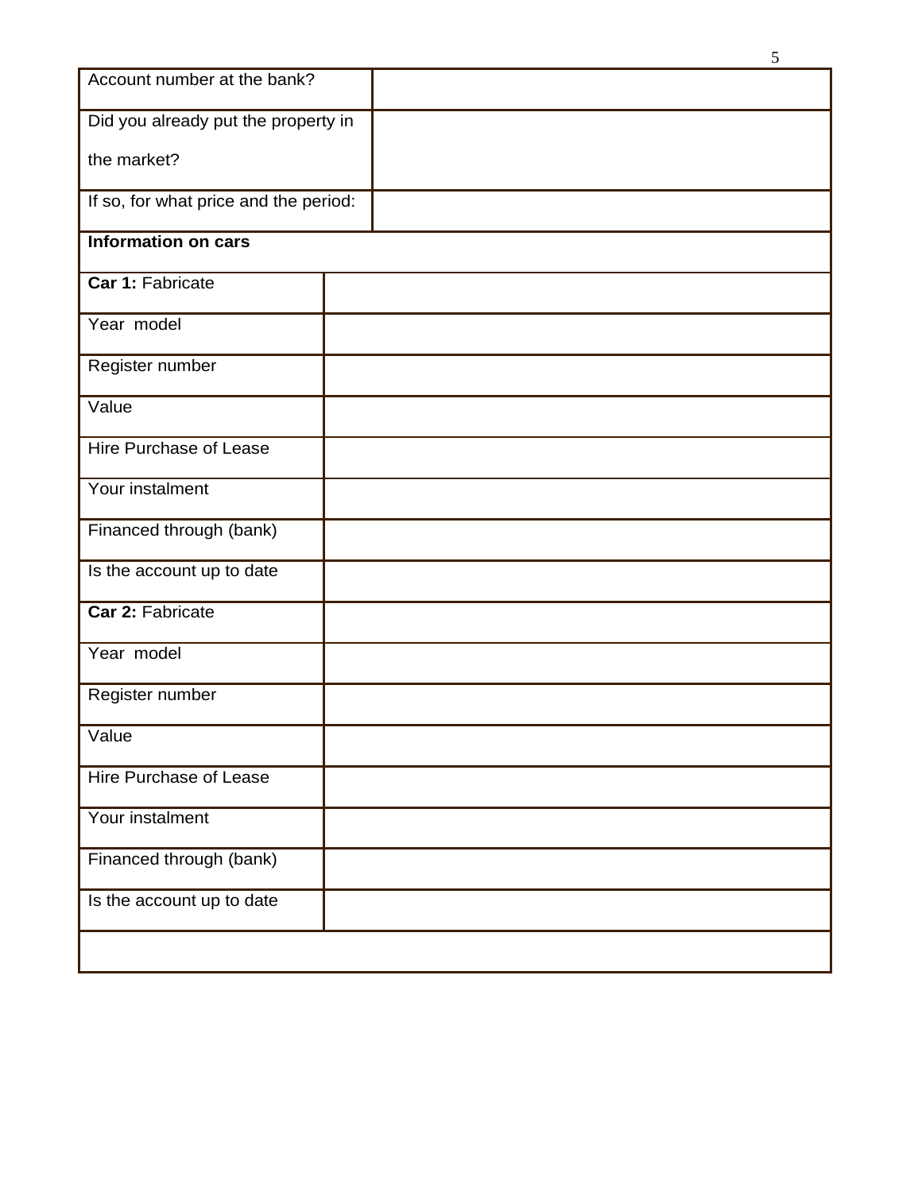| Account number at the bank? | |
|---|---|
| Did you already put the property in the market? | |
| If so, for what price and the period: | |
| **Information on cars** | |
| **Car 1:** Fabricate | |
| Year model | |
| Register number | |
| Value | |
| Hire Purchase of Lease | |
| Your instalment | |
| Financed through (bank) | |
| Is the account up to date | |
| **Car 2:** Fabricate | |
| Year model | |
| Register number | |
| Value | |
| Hire Purchase of Lease | |
| Your instalment | |
| Financed through (bank) | |
| Is the account up to date | |
| | |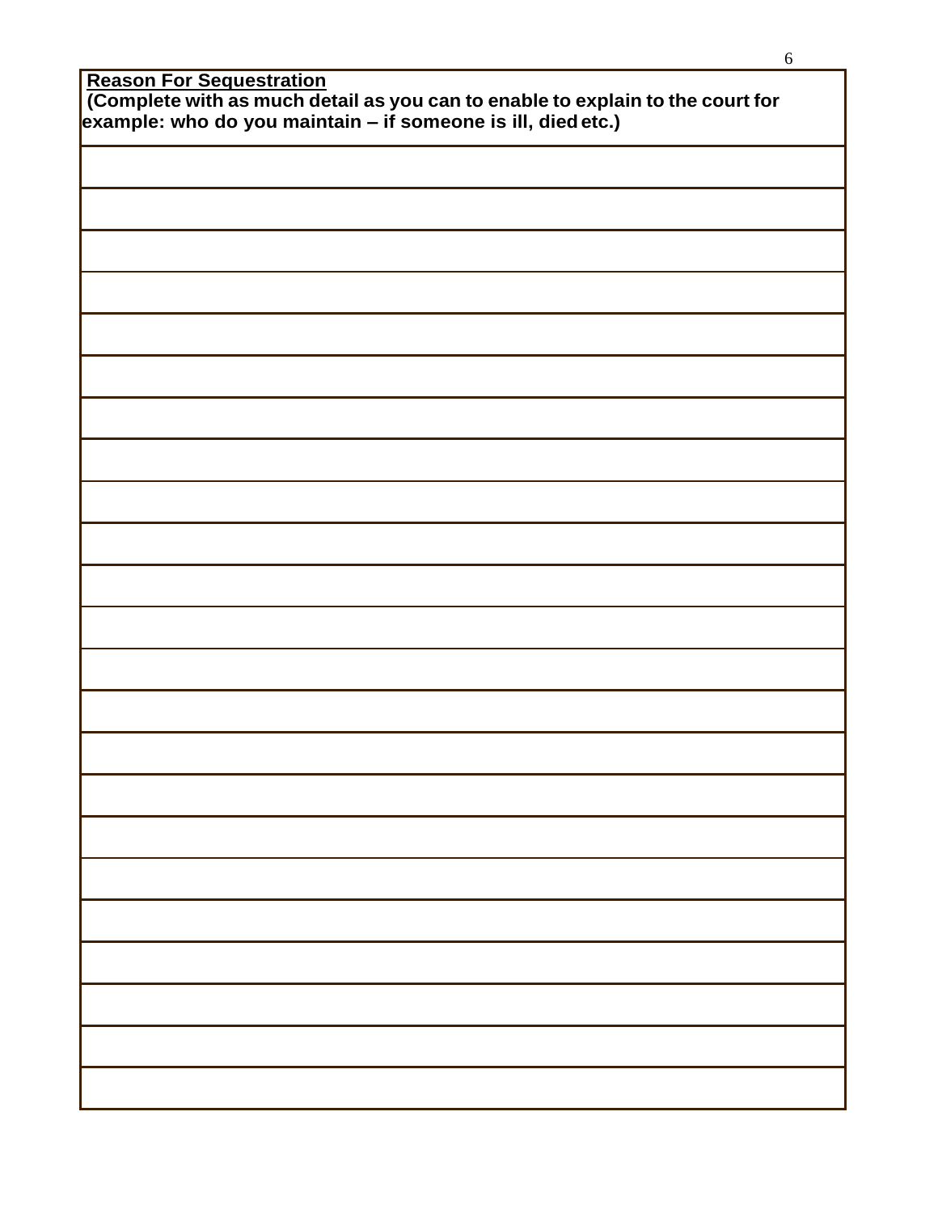**<u>Reason For Sequestration</u>**

**(Complete with as much detail as you can to enable to explain to the court for example: who do you maintain – if someone is ill, died etc.)**

| |
|---|
| |
| |
| |
| |
| |
| |
| |
| |
| |
| |
| |
| |
| |
| |
| |
| |
| |
| |
| |
| |
| |
| |
| |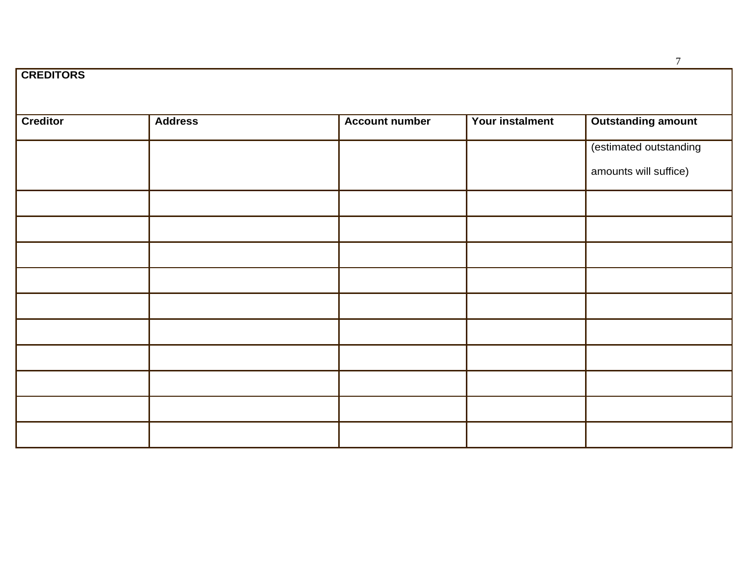| **CREDITORS** | | | | |
|---|---|---|---|---|
| **Creditor** | **Address** | **Account number** | **Your instalment** | **Outstanding amount** |
| | | | | (estimated outstanding amounts will suffice) |
| | | | | |
| | | | | |
| | | | | |
| | | | | |
| | | | | |
| | | | | |
| | | | | |
| | | | | |
| | | | | |
| | | | | |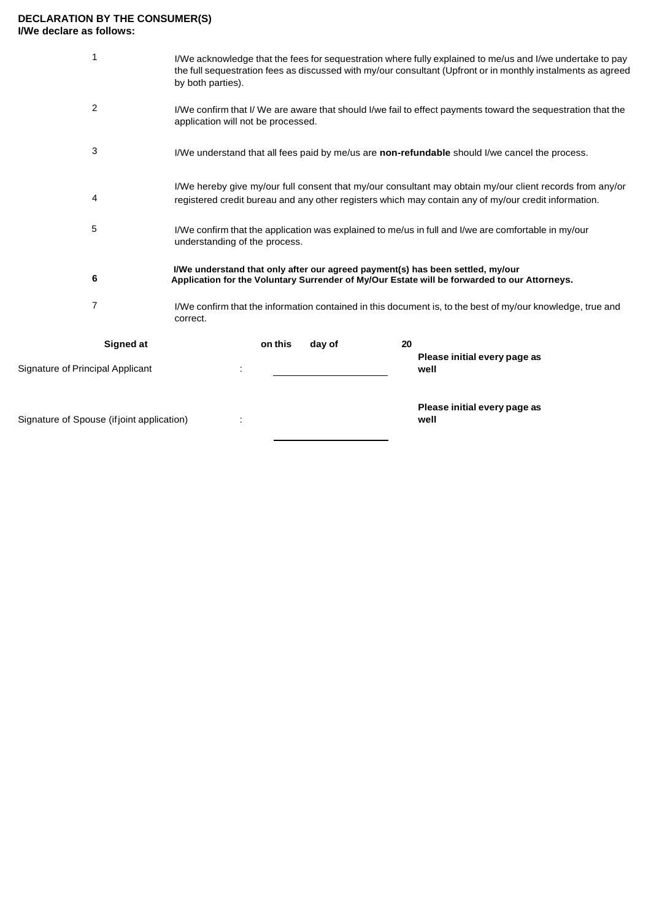**DECLARATION BY THE CONSUMER(S)**
**I/We declare as follows:**

1. I/We acknowledge that the fees for sequestration where fully explained to me/us and I/we undertake to pay the full sequestration fees as discussed with my/our consultant (Upfront or in monthly instalments as agreed by both parties).

2. I/We confirm that I/ We are aware that should I/we fail to effect payments toward the sequestration that the application will not be processed.

3. I/We understand that all fees paid by me/us are **non-refundable** should I/we cancel the process.

4. I/We hereby give my/our full consent that my/our consultant may obtain my/our client records from any/or registered credit bureau and any other registers which may contain any of my/our credit information.

5. I/We confirm that the application was explained to me/us in full and I/we are comfortable in my/our understanding of the process.

6. **I/We understand that only after our agreed payment(s) has been settled, my/our Application for the Voluntary Surrender of My/Our Estate will be forwarded to our Attorneys.**

7. I/We confirm that the information contained in this document is, to the best of my/our knowledge, true and correct.

**Signed at** __________ **on this** ____ **day of** __________ **20** ____

Signature of Principal Applicant : ______________________ **Please initial every page as well**

Signature of Spouse (if joint application) : ______________________ **Please initial every page as well**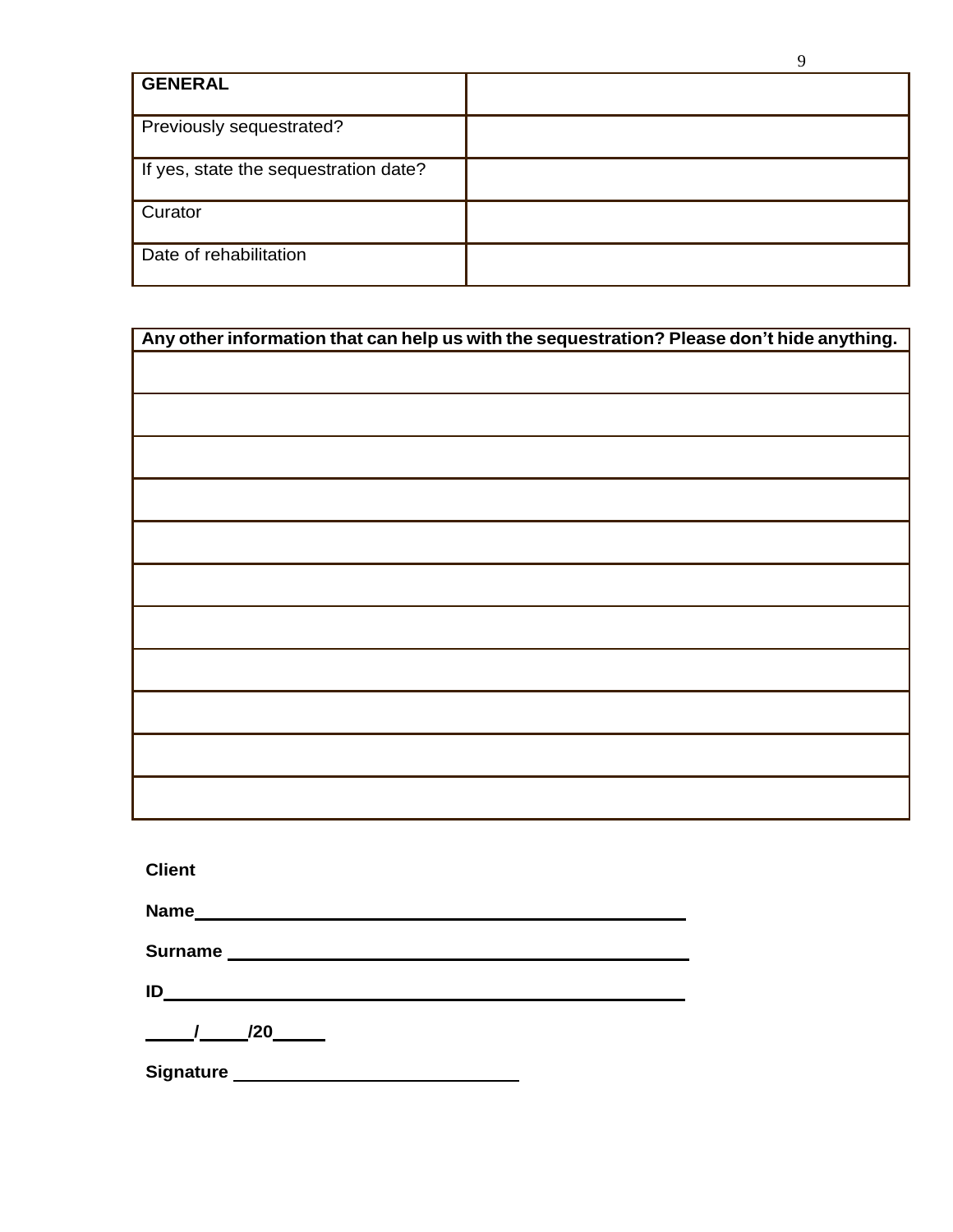| GENERAL | |
|---|---|
| Previously sequestrated? | |
| If yes, state the sequestration date? | |
| Curator | |
| Date of rehabilitation | |

| **Any other information that can help us with the sequestration? Please don't hide anything.** |
|---|
| |
| |
| |
| |
| |
| |
| |
| |
| |
| |
| |

**Client**

**Name**\_\_\_\_\_\_\_\_\_\_\_\_\_\_\_\_\_\_\_\_\_\_\_\_\_\_\_\_\_\_\_\_\_\_\_\_\_\_\_\_\_\_\_\_\_\_

**Surname** \_\_\_\_\_\_\_\_\_\_\_\_\_\_\_\_\_\_\_\_\_\_\_\_\_\_\_\_\_\_\_\_\_\_\_\_\_\_\_\_\_\_\_\_

**ID**\_\_\_\_\_\_\_\_\_\_\_\_\_\_\_\_\_\_\_\_\_\_\_\_\_\_\_\_\_\_\_\_\_\_\_\_\_\_\_\_\_\_\_\_\_\_\_\_\_

**\_\_\_\_\_/\_\_\_\_\_/20\_\_\_\_\_**

**Signature** \_\_\_\_\_\_\_\_\_\_\_\_\_\_\_\_\_\_\_\_\_\_\_\_\_\_\_\_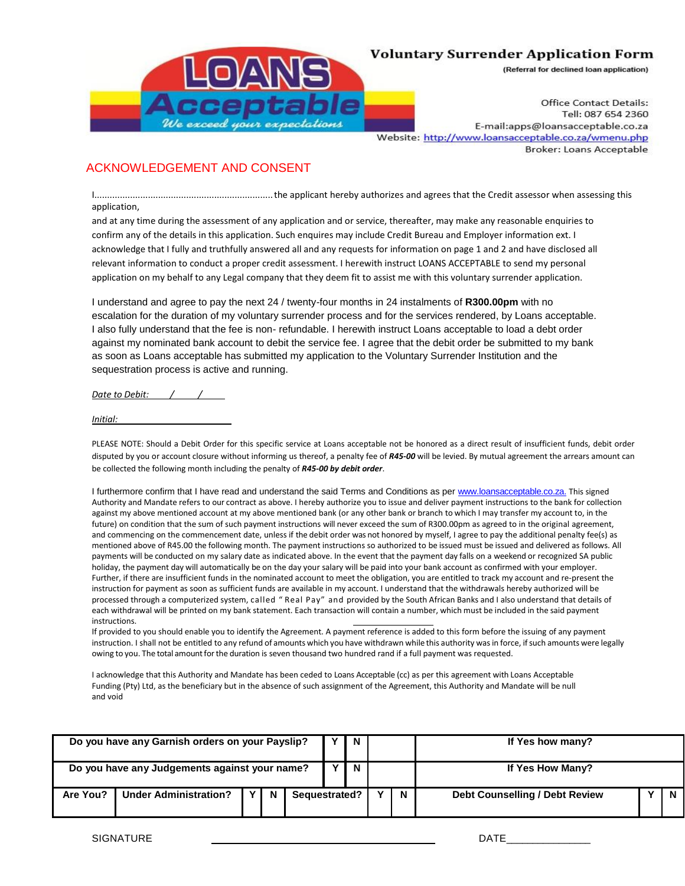LOANS Acceptable
We exceed your expectations

# Voluntary Surrender Application Form

(Referral for declined loan application)

Office Contact Details:
Tell: 087 654 2360
E-mail:apps@loansacceptable.co.za
Website: http://www.loansacceptable.co.za/wmenu.php
Broker: Loans Acceptable

## ACKNOWLEDGEMENT AND CONSENT

I..................................................................... the applicant hereby authorizes and agrees that the Credit assessor when assessing this application,
and at any time during the assessment of any application and or service, thereafter, may make any reasonable enquiries to confirm any of the details in this application. Such enquires may include Credit Bureau and Employer information ext. I acknowledge that I fully and truthfully answered all and any requests for information on page 1 and 2 and have disclosed all relevant information to conduct a proper credit assessment. I herewith instruct LOANS ACCEPTABLE to send my personal application on my behalf to any Legal company that they deem fit to assist me with this voluntary surrender application.

I understand and agree to pay the next 24 / twenty-four months in 24 instalments of **R300.00pm** with no escalation for the duration of my voluntary surrender process and for the services rendered, by Loans acceptable. I also fully understand that the fee is non- refundable. I herewith instruct Loans acceptable to load a debt order against my nominated bank account to debit the service fee. I agree that the debit order be submitted to my bank as soon as Loans acceptable has submitted my application to the Voluntary Surrender Institution and the sequestration process is active and running.

*Date to Debit:* ____/____/____

*Initial:* ______________________

PLEASE NOTE: Should a Debit Order for this specific service at Loans acceptable not be honored as a direct result of insufficient funds, debit order disputed by you or account closure without informing us thereof, a penalty fee of ***R45-00*** will be levied. By mutual agreement the arrears amount can be collected the following month including the penalty of ***R45-00 by debit order***.

I furthermore confirm that I have read and understand the said Terms and Conditions as per www.loansacceptable.co.za. This signed Authority and Mandate refers to our contract as above. I hereby authorize you to issue and deliver payment instructions to the bank for collection against my above mentioned account at my above mentioned bank (or any other bank or branch to which I may transfer my account to, in the future) on condition that the sum of such payment instructions will never exceed the sum of R300.00pm as agreed to in the original agreement, and commencing on the commencement date, unless if the debit order was not honored by myself, I agree to pay the additional penalty fee(s) as mentioned above of R45.00 the following month. The payment instructions so authorized to be issued must be issued and delivered as follows. All payments will be conducted on my salary date as indicated above. In the event that the payment day falls on a weekend or recognized SA public holiday, the payment day will automatically be on the day your salary will be paid into your bank account as confirmed with your employer. Further, if there are insufficient funds in the nominated account to meet the obligation, you are entitled to track my account and re-present the instruction for payment as soon as sufficient funds are available in my account. I understand that the withdrawals hereby authorized will be processed through a computerized system, called " Real Pay" and provided by the South African Banks and I also understand that details of each withdrawal will be printed on my bank statement. Each transaction will contain a number, which must be included in the said payment instructions.
If provided to you should enable you to identify the Agreement. A payment reference is added to this form before the issuing of any payment instruction. I shall not be entitled to any refund of amounts which you have withdrawn while this authority was in force, if such amounts were legally owing to you. The total amount for the duration is seven thousand two hundred rand if a full payment was requested.

I acknowledge that this Authority and Mandate has been ceded to Loans Acceptable (cc) as per this agreement with Loans Acceptable Funding (Pty) Ltd, as the beneficiary but in the absence of such assignment of the Agreement, this Authority and Mandate will be null and void

| | | | | | | | | | | |
|---|---|---|---|---|---|---|---|---|---|---|
| **Do you have any Garnish orders on your Payslip?** | | | | **Y** | **N** | | | **If Yes how many?** | | |
| **Do you have any Judgements against your name?** | | | | **Y** | **N** | | | **If Yes How Many?** | | |
| **Are You?** | **Under Administration?** | **Y** | **N** | **Sequestrated?** | | **Y** | **N** | **Debt Counselling / Debt Review** | **Y** | **N** |

SIGNATURE ______________________________ DATE______________